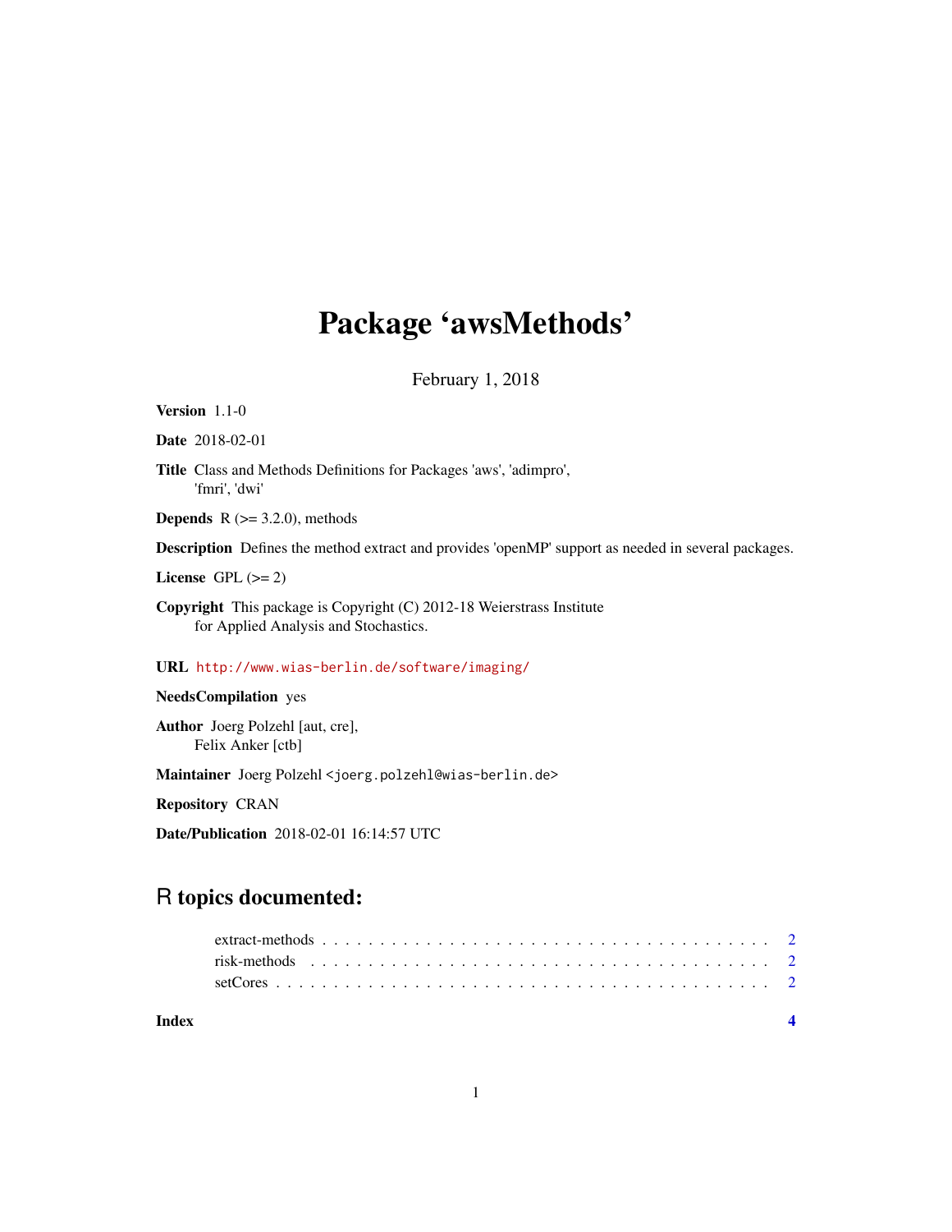# Package 'awsMethods'

February 1, 2018

**Version** 1.1-0

**Date** 2018-02-01

**Title** Class and Methods Definitions for Packages 'aws', 'adimpro', 'fmri', 'dwi'

**Depends** R (>= 3.2.0), methods

**Description** Defines the method extract and provides 'openMP' support as needed in several packages.

**License** GPL (>= 2)

**Copyright** This package is Copyright (C) 2012-18 Weierstrass Institute for Applied Analysis and Stochastics.

**URL** http://www.wias-berlin.de/software/imaging/

**NeedsCompilation** yes

**Author** Joerg Polzehl [aut, cre], Felix Anker [ctb]

**Maintainer** Joerg Polzehl <joerg.polzehl@wias-berlin.de>

**Repository** CRAN

**Date/Publication** 2018-02-01 16:14:57 UTC

## R topics documented:

- extract-methods . . . . . . . . . . . . . . . . . . . . . . . . . . . . . . . . . . . . . 2
- risk-methods . . . . . . . . . . . . . . . . . . . . . . . . . . . . . . . . . . . . . . . 2
- setCores . . . . . . . . . . . . . . . . . . . . . . . . . . . . . . . . . . . . . . . . . 2

**Index** **4**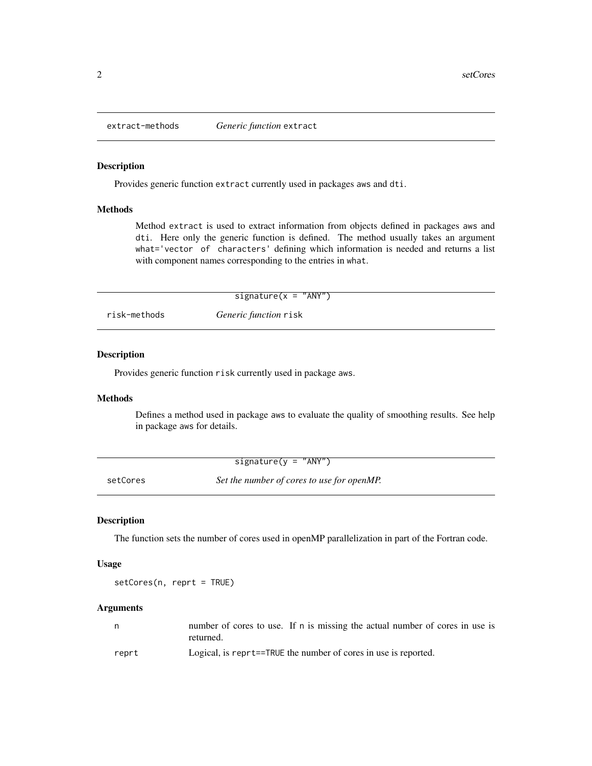## extract-methods — *Generic function* `extract`

### Description

Provides generic function `extract` currently used in packages `aws` and `dti`.

### Methods

Method `extract` is used to extract information from objects defined in packages `aws` and `dti`. Here only the generic function is defined. The method usually takes an argument `what='vector of characters'` defining which information is needed and returns a list with component names corresponding to the entries in `what`.

`signature(x = "ANY")`

## risk-methods — *Generic function* `risk`

### Description

Provides generic function `risk` currently used in package `aws`.

### Methods

Defines a method used in package `aws` to evaluate the quality of smoothing results. See help in package `aws` for details.

`signature(y = "ANY")`

## setCores — *Set the number of cores to use for openMP.*

### Description

The function sets the number of cores used in openMP parallelization in part of the Fortran code.

### Usage

```
setCores(n, reprt = TRUE)
```

### Arguments

| Argument | Description |
|---|---|
| `n` | number of cores to use. If `n` is missing the actual number of cores in use is returned. |
| `reprt` | Logical, is `reprt==TRUE` the number of cores in use is reported. |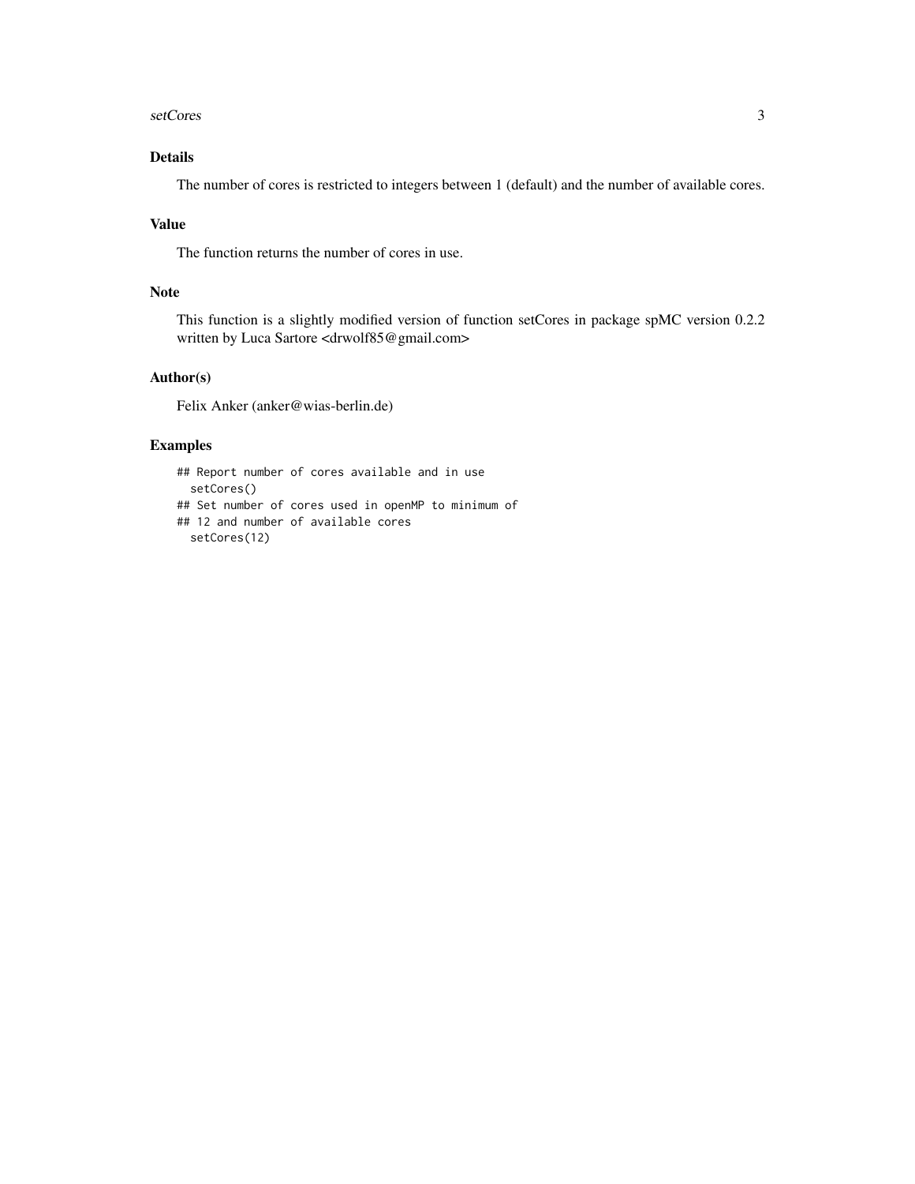## Details

The number of cores is restricted to integers between 1 (default) and the number of available cores.

## Value

The function returns the number of cores in use.

## Note

This function is a slightly modified version of function setCores in package spMC version 0.2.2 written by Luca Sartore <drwolf85@gmail.com>

## Author(s)

Felix Anker (anker@wias-berlin.de)

## Examples

```
## Report number of cores available and in use
  setCores()
## Set number of cores used in openMP to minimum of
## 12 and number of available cores
  setCores(12)
```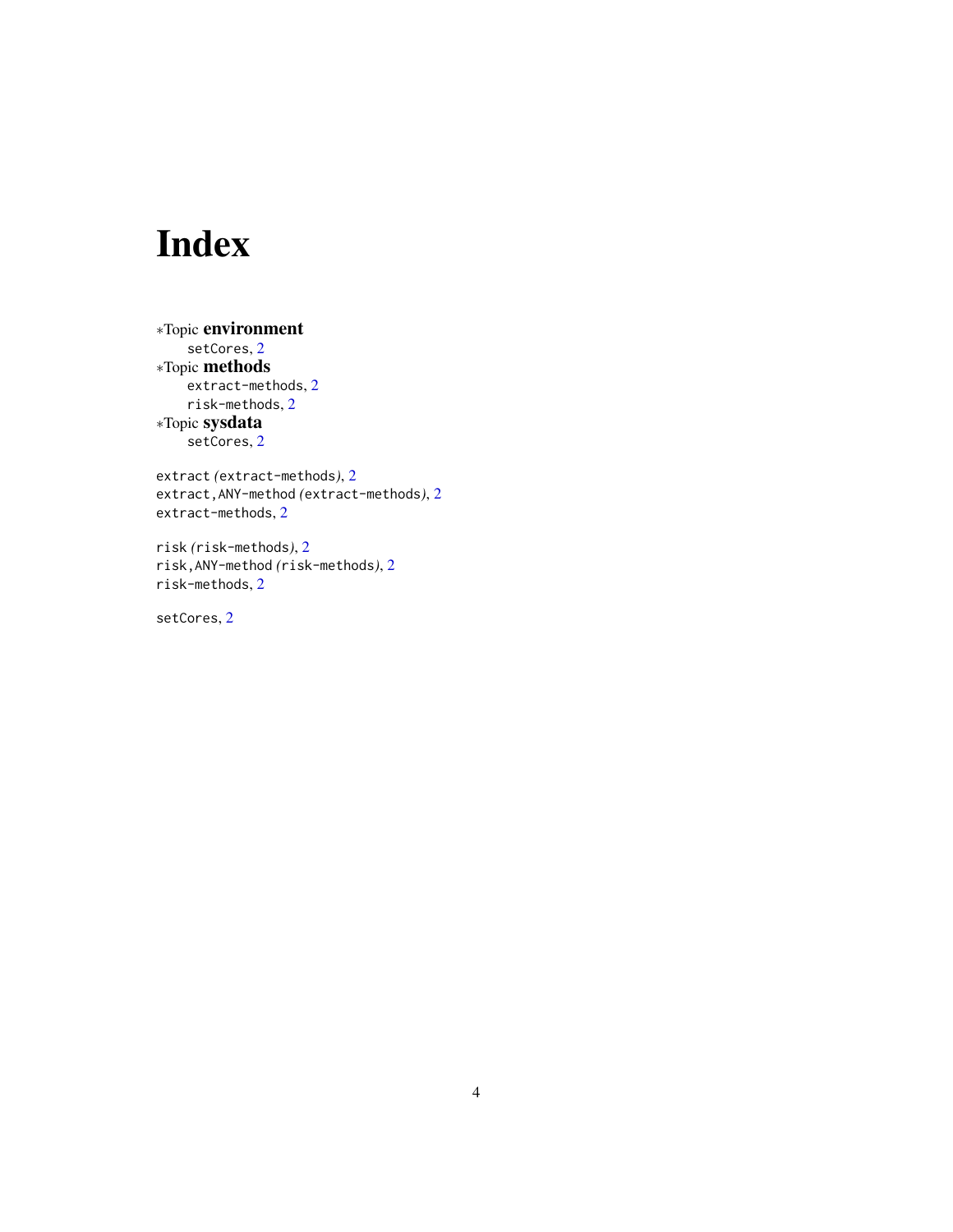# Index

*Topic **environment**
  setCores, 2
*Topic **methods**
  extract-methods, 2
  risk-methods, 2
*Topic **sysdata**
  setCores, 2

extract *(*extract-methods*)*, 2
extract,ANY-method *(*extract-methods*)*, 2
extract-methods, 2

risk *(*risk-methods*)*, 2
risk,ANY-method *(*risk-methods*)*, 2
risk-methods, 2

setCores, 2